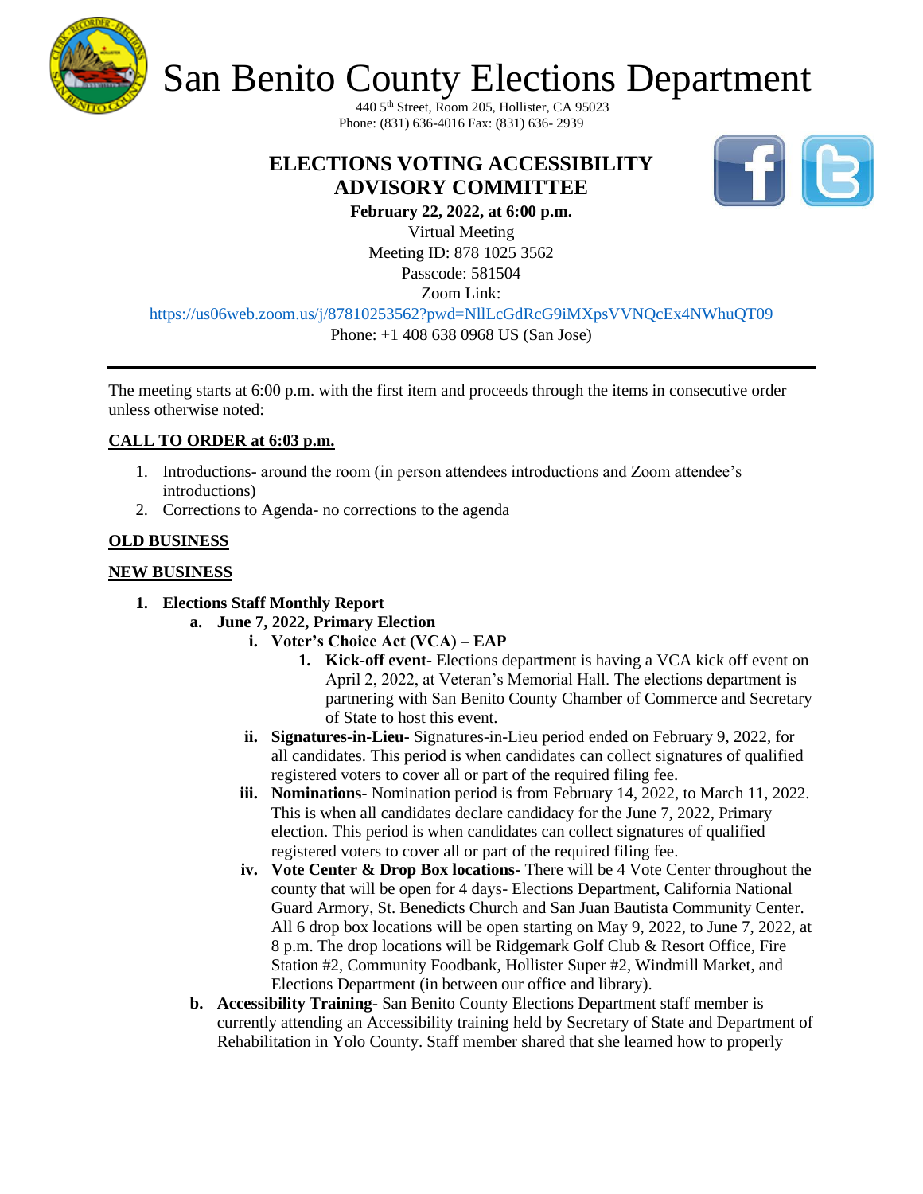# San Benito County Elections Department

440 5th Street, Room 205, Hollister, CA 95023
Phone: (831) 636-4016 Fax: (831) 636- 2939

## ELECTIONS VOTING ACCESSIBILITY ADVISORY COMMITTEE

**February 22, 2022, at 6:00 p.m.**
Virtual Meeting
Meeting ID: 878 1025 3562
Passcode: 581504
Zoom Link:
https://us06web.zoom.us/j/87810253562?pwd=NllLcGdRcG9iMXpsVVNQcEx4NWhuQT09
Phone: +1 408 638 0968 US (San Jose)

---

The meeting starts at 6:00 p.m. with the first item and proceeds through the items in consecutive order unless otherwise noted:

**CALL TO ORDER at 6:03 p.m.**

1. Introductions- around the room (in person attendees introductions and Zoom attendee's introductions)
2. Corrections to Agenda- no corrections to the agenda

**OLD BUSINESS**

**NEW BUSINESS**

1. **Elections Staff Monthly Report**
   a. **June 7, 2022, Primary Election**
      i. **Voter's Choice Act (VCA) – EAP**
         1. **Kick-off event**- Elections department is having a VCA kick off event on April 2, 2022, at Veteran's Memorial Hall. The elections department is partnering with San Benito County Chamber of Commerce and Secretary of State to host this event.

      ii. **Signatures-in-Lieu**- Signatures-in-Lieu period ended on February 9, 2022, for all candidates. This period is when candidates can collect signatures of qualified registered voters to cover all or part of the required filing fee.

      iii. **Nominations**- Nomination period is from February 14, 2022, to March 11, 2022. This is when all candidates declare candidacy for the June 7, 2022, Primary election. This period is when candidates can collect signatures of qualified registered voters to cover all or part of the required filing fee.

      iv. **Vote Center & Drop Box locations**- There will be 4 Vote Center throughout the county that will be open for 4 days- Elections Department, California National Guard Armory, St. Benedicts Church and San Juan Bautista Community Center. All 6 drop box locations will be open starting on May 9, 2022, to June 7, 2022, at 8 p.m. The drop locations will be Ridgemark Golf Club & Resort Office, Fire Station #2, Community Foodbank, Hollister Super #2, Windmill Market, and Elections Department (in between our office and library).

   b. **Accessibility Training**- San Benito County Elections Department staff member is currently attending an Accessibility training held by Secretary of State and Department of Rehabilitation in Yolo County. Staff member shared that she learned how to properly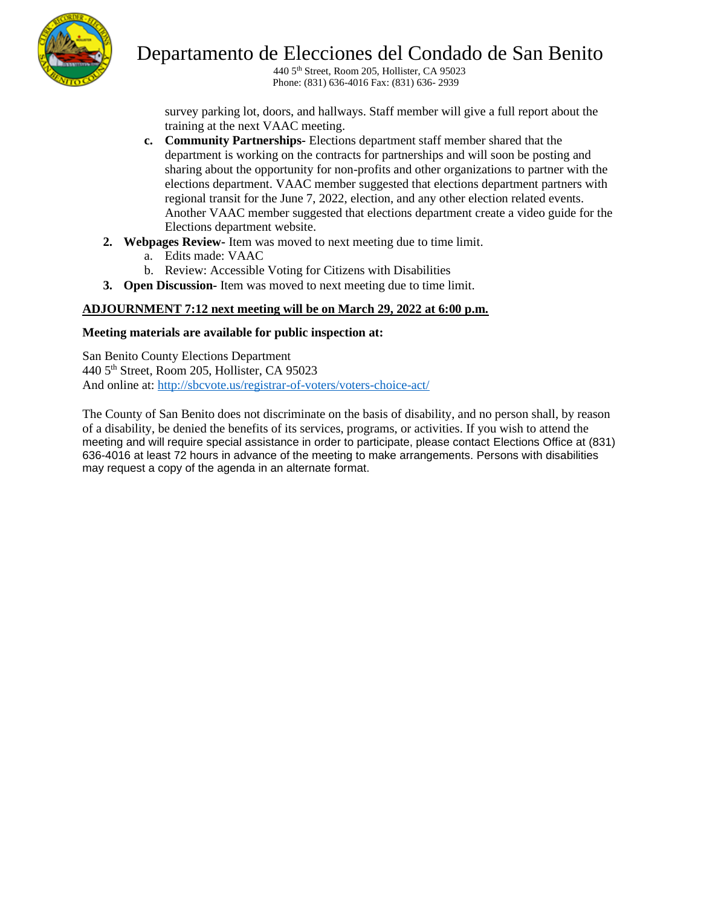survey parking lot, doors, and hallways. Staff member will give a full report about the training at the next VAAC meeting.

   c. **Community Partnerships-** Elections department staff member shared that the department is working on the contracts for partnerships and will soon be posting and sharing about the opportunity for non-profits and other organizations to partner with the elections department. VAAC member suggested that elections department partners with regional transit for the June 7, 2022, election, and any other election related events. Another VAAC member suggested that elections department create a video guide for the Elections department website.

2. **Webpages Review-** Item was moved to next meeting due to time limit.
   a. Edits made: VAAC
   b. Review: Accessible Voting for Citizens with Disabilities
3. **Open Discussion-** Item was moved to next meeting due to time limit.

**ADJOURNMENT 7:12 next meeting will be on March 29, 2022 at 6:00 p.m.**

**Meeting materials are available for public inspection at:**

San Benito County Elections Department
440 5th Street, Room 205, Hollister, CA 95023
And online at: http://sbcvote.us/registrar-of-voters/voters-choice-act/

The County of San Benito does not discriminate on the basis of disability, and no person shall, by reason of a disability, be denied the benefits of its services, programs, or activities. If you wish to attend the meeting and will require special assistance in order to participate, please contact Elections Office at (831) 636-4016 at least 72 hours in advance of the meeting to make arrangements. Persons with disabilities may request a copy of the agenda in an alternate format.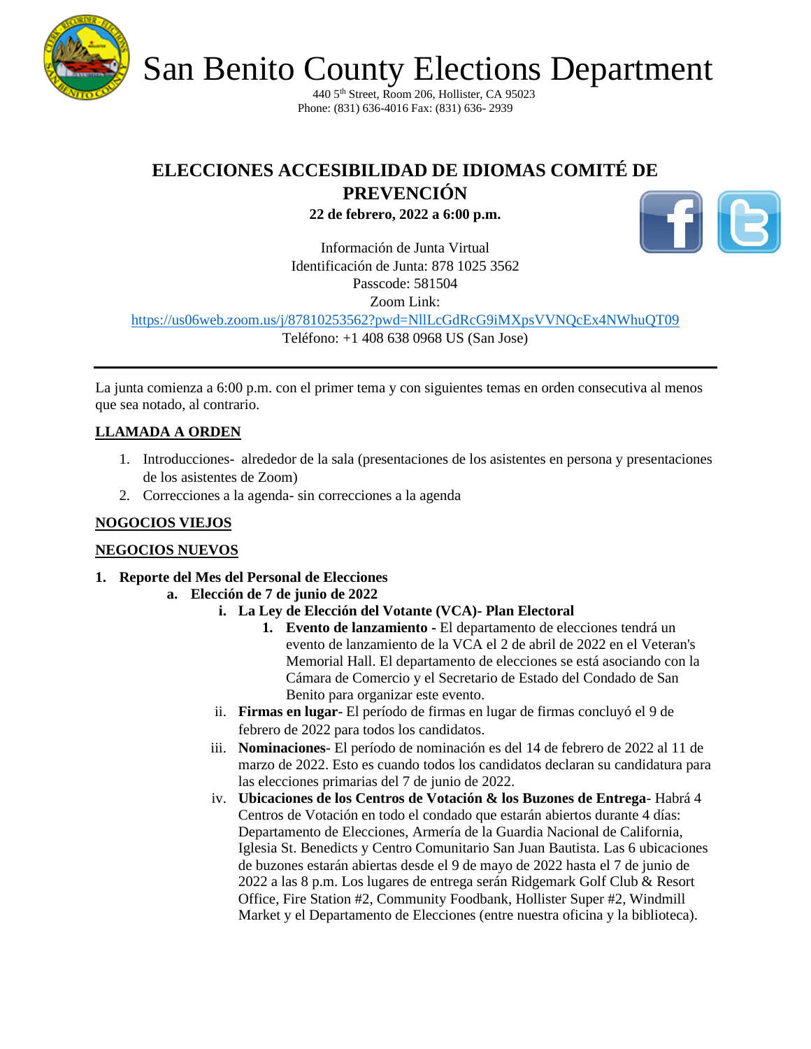# San Benito County Elections Department

440 5th Street, Room 206, Hollister, CA 95023
Phone: (831) 636-4016 Fax: (831) 636- 2939

## ELECCIONES ACCESIBILIDAD DE IDIOMAS COMITÉ DE PREVENCIÓN

**22 de febrero, 2022 a 6:00 p.m.**

Información de Junta Virtual
Identificación de Junta: 878 1025 3562
Passcode: 581504
Zoom Link:
https://us06web.zoom.us/j/87810253562?pwd=NllLcGdRcG9iMXpsVVNQcEx4NWhuQT09
Teléfono: +1 408 638 0968 US (San Jose)

---

La junta comienza a 6:00 p.m. con el primer tema y con siguientes temas en orden consecutiva al menos que sea notado, al contrario.

**LLAMADA A ORDEN**

1. Introducciones- alrededor de la sala (presentaciones de los asistentes en persona y presentaciones de los asistentes de Zoom)
2. Correcciones a la agenda- sin correcciones a la agenda

**NOGOCIOS VIEJOS**

**NEGOCIOS NUEVOS**

1. **Reporte del Mes del Personal de Elecciones**
   a. **Elección de 7 de junio de 2022**
      i. **La Ley de Elección del Votante (VCA)- Plan Electoral**
         1. **Evento de lanzamiento -** El departamento de elecciones tendrá un evento de lanzamiento de la VCA el 2 de abril de 2022 en el Veteran's Memorial Hall. El departamento de elecciones se está asociando con la Cámara de Comercio y el Secretario de Estado del Condado de San Benito para organizar este evento.
      ii. **Firmas en lugar**- El período de firmas en lugar de firmas concluyó el 9 de febrero de 2022 para todos los candidatos.
      iii. **Nominaciones**- El período de nominación es del 14 de febrero de 2022 al 11 de marzo de 2022. Esto es cuando todos los candidatos declaran su candidatura para las elecciones primarias del 7 de junio de 2022.
      iv. **Ubicaciones de los Centros de Votación & los Buzones de Entrega**- Habrá 4 Centros de Votación en todo el condado que estarán abiertos durante 4 días: Departamento de Elecciones, Armería de la Guardia Nacional de California, Iglesia St. Benedicts y Centro Comunitario San Juan Bautista. Las 6 ubicaciones de buzones estarán abiertas desde el 9 de mayo de 2022 hasta el 7 de junio de 2022 a las 8 p.m. Los lugares de entrega serán Ridgemark Golf Club & Resort Office, Fire Station #2, Community Foodbank, Hollister Super #2, Windmill Market y el Departamento de Elecciones (entre nuestra oficina y la biblioteca).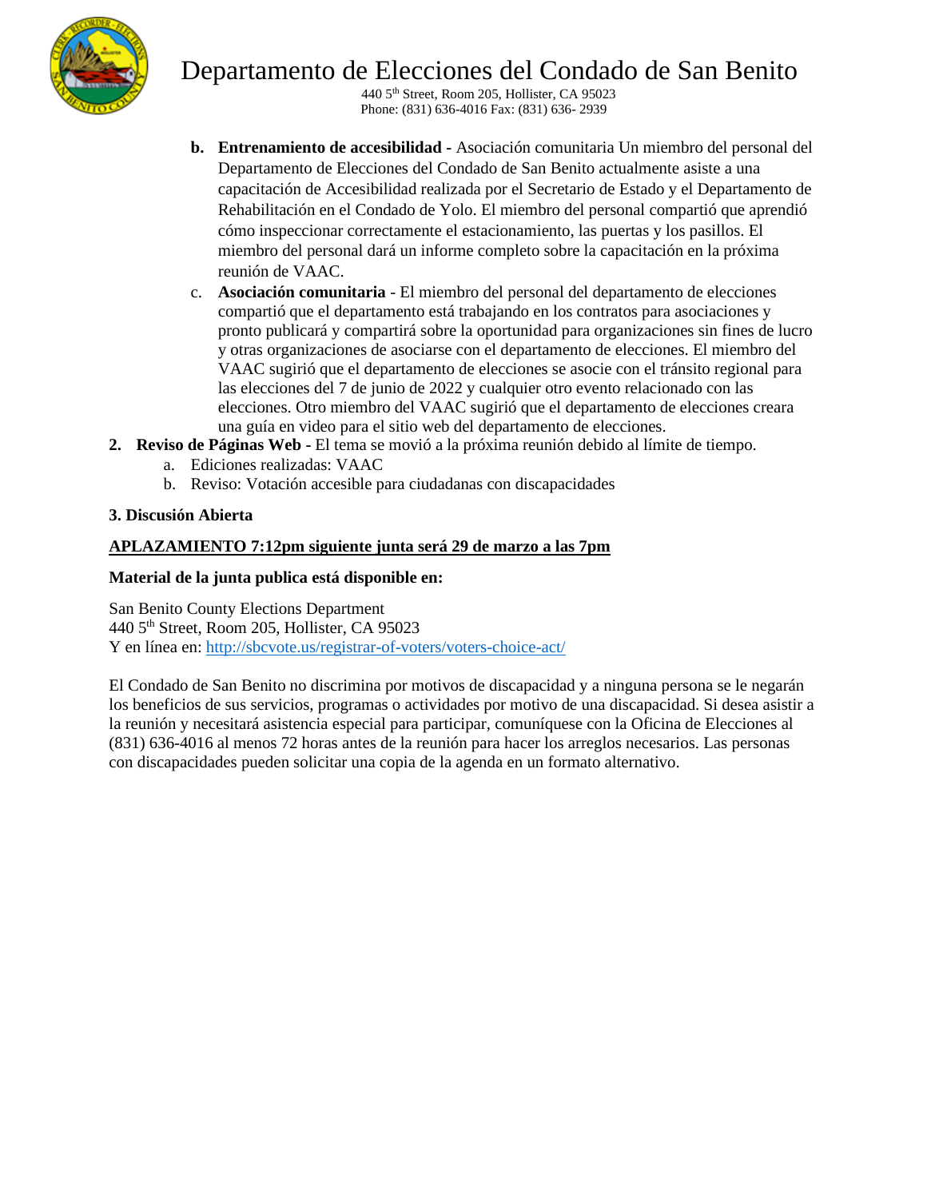# Departamento de Elecciones del Condado de San Benito

440 5th Street, Room 205, Hollister, CA 95023
Phone: (831) 636-4016 Fax: (831) 636- 2939

b. **Entrenamiento de accesibilidad -** Asociación comunitaria Un miembro del personal del Departamento de Elecciones del Condado de San Benito actualmente asiste a una capacitación de Accesibilidad realizada por el Secretario de Estado y el Departamento de Rehabilitación en el Condado de Yolo. El miembro del personal compartió que aprendió cómo inspeccionar correctamente el estacionamiento, las puertas y los pasillos. El miembro del personal dará un informe completo sobre la capacitación en la próxima reunión de VAAC.

c. **Asociación comunitaria** - El miembro del personal del departamento de elecciones compartió que el departamento está trabajando en los contratos para asociaciones y pronto publicará y compartirá sobre la oportunidad para organizaciones sin fines de lucro y otras organizaciones de asociarse con el departamento de elecciones. El miembro del VAAC sugirió que el departamento de elecciones se asocie con el tránsito regional para las elecciones del 7 de junio de 2022 y cualquier otro evento relacionado con las elecciones. Otro miembro del VAAC sugirió que el departamento de elecciones creara una guía en video para el sitio web del departamento de elecciones.

2. **Reviso de Páginas Web -** El tema se movió a la próxima reunión debido al límite de tiempo.
   a. Ediciones realizadas: VAAC
   b. Reviso: Votación accesible para ciudadanas con discapacidades

**3. Discusión Abierta**

**APLAZAMIENTO 7:12pm siguiente junta será 29 de marzo a las 7pm**

**Material de la junta publica está disponible en:**

San Benito County Elections Department
440 5th Street, Room 205, Hollister, CA 95023
Y en línea en: http://sbcvote.us/registrar-of-voters/voters-choice-act/

El Condado de San Benito no discrimina por motivos de discapacidad y a ninguna persona se le negarán los beneficios de sus servicios, programas o actividades por motivo de una discapacidad. Si desea asistir a la reunión y necesitará asistencia especial para participar, comuníquese con la Oficina de Elecciones al (831) 636-4016 al menos 72 horas antes de la reunión para hacer los arreglos necesarios. Las personas con discapacidades pueden solicitar una copia de la agenda en un formato alternativo.